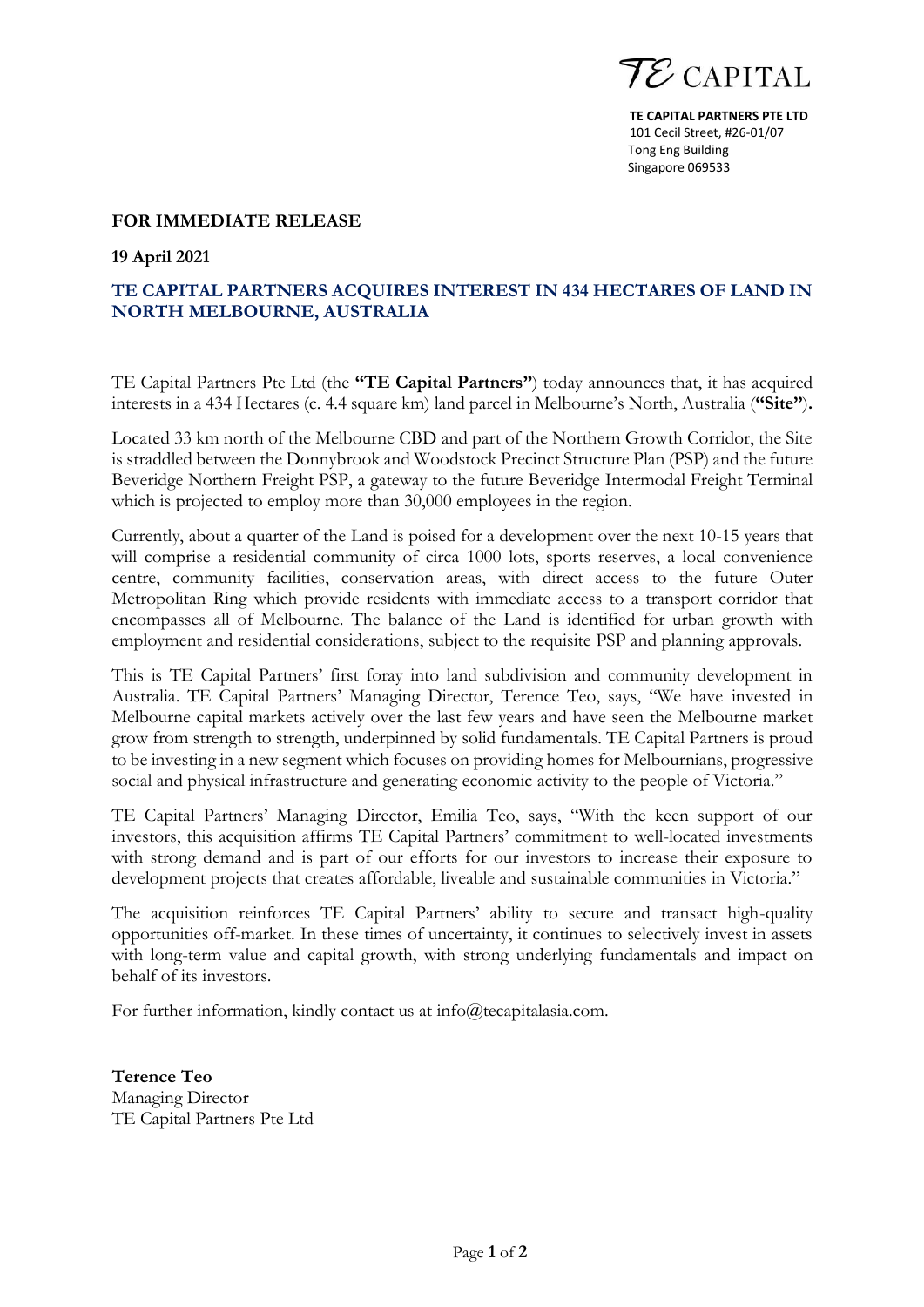TE CAPITAL

**TE CAPITAL PARTNERS PTE LTD**
101 Cecil Street, #26-01/07
Tong Eng Building
Singapore 069533

**FOR IMMEDIATE RELEASE**

**19 April 2021**

## TE CAPITAL PARTNERS ACQUIRES INTEREST IN 434 HECTARES OF LAND IN NORTH MELBOURNE, AUSTRALIA

TE Capital Partners Pte Ltd (the **"TE Capital Partners"**) today announces that, it has acquired interests in a 434 Hectares (c. 4.4 square km) land parcel in Melbourne's North, Australia (**"Site"**).

Located 33 km north of the Melbourne CBD and part of the Northern Growth Corridor, the Site is straddled between the Donnybrook and Woodstock Precinct Structure Plan (PSP) and the future Beveridge Northern Freight PSP, a gateway to the future Beveridge Intermodal Freight Terminal which is projected to employ more than 30,000 employees in the region.

Currently, about a quarter of the Land is poised for a development over the next 10-15 years that will comprise a residential community of circa 1000 lots, sports reserves, a local convenience centre, community facilities, conservation areas, with direct access to the future Outer Metropolitan Ring which provide residents with immediate access to a transport corridor that encompasses all of Melbourne. The balance of the Land is identified for urban growth with employment and residential considerations, subject to the requisite PSP and planning approvals.

This is TE Capital Partners' first foray into land subdivision and community development in Australia. TE Capital Partners' Managing Director, Terence Teo, says, "We have invested in Melbourne capital markets actively over the last few years and have seen the Melbourne market grow from strength to strength, underpinned by solid fundamentals. TE Capital Partners is proud to be investing in a new segment which focuses on providing homes for Melbournians, progressive social and physical infrastructure and generating economic activity to the people of Victoria."

TE Capital Partners' Managing Director, Emilia Teo, says, "With the keen support of our investors, this acquisition affirms TE Capital Partners' commitment to well-located investments with strong demand and is part of our efforts for our investors to increase their exposure to development projects that creates affordable, liveable and sustainable communities in Victoria."

The acquisition reinforces TE Capital Partners' ability to secure and transact high-quality opportunities off-market. In these times of uncertainty, it continues to selectively invest in assets with long-term value and capital growth, with strong underlying fundamentals and impact on behalf of its investors.

For further information, kindly contact us at info@tecapitalasia.com.

**Terence Teo**
Managing Director
TE Capital Partners Pte Ltd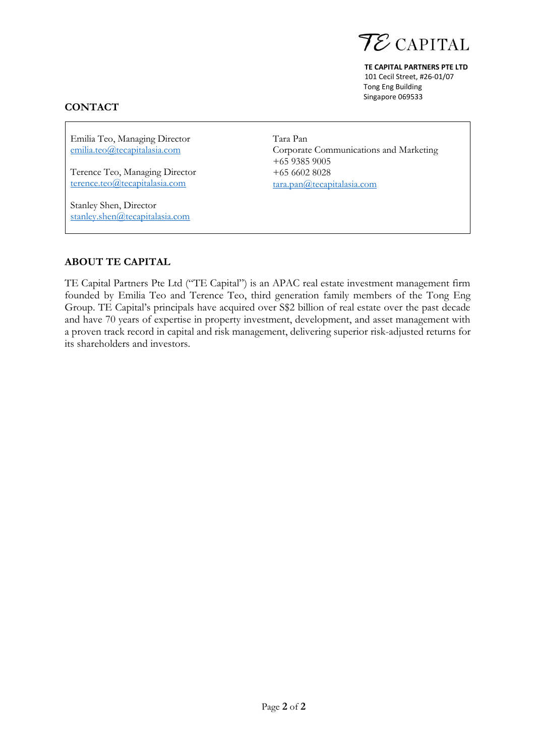TE CAPITAL

**TE CAPITAL PARTNERS PTE LTD**
101 Cecil Street, #26-01/07
Tong Eng Building
Singapore 069533

## CONTACT

| | |
|---|---|
| Emilia Teo, Managing Director<br>emilia.teo@tecapitalasia.com<br><br>Terence Teo, Managing Director<br>terence.teo@tecapitalasia.com<br><br>Stanley Shen, Director<br>stanley.shen@tecapitalasia.com | Tara Pan<br>Corporate Communications and Marketing<br>+65 9385 9005<br>+65 6602 8028<br>tara.pan@tecapitalasia.com |

## ABOUT TE CAPITAL

TE Capital Partners Pte Ltd ("TE Capital") is an APAC real estate investment management firm founded by Emilia Teo and Terence Teo, third generation family members of the Tong Eng Group. TE Capital's principals have acquired over S$2 billion of real estate over the past decade and have 70 years of expertise in property investment, development, and asset management with a proven track record in capital and risk management, delivering superior risk-adjusted returns for its shareholders and investors.